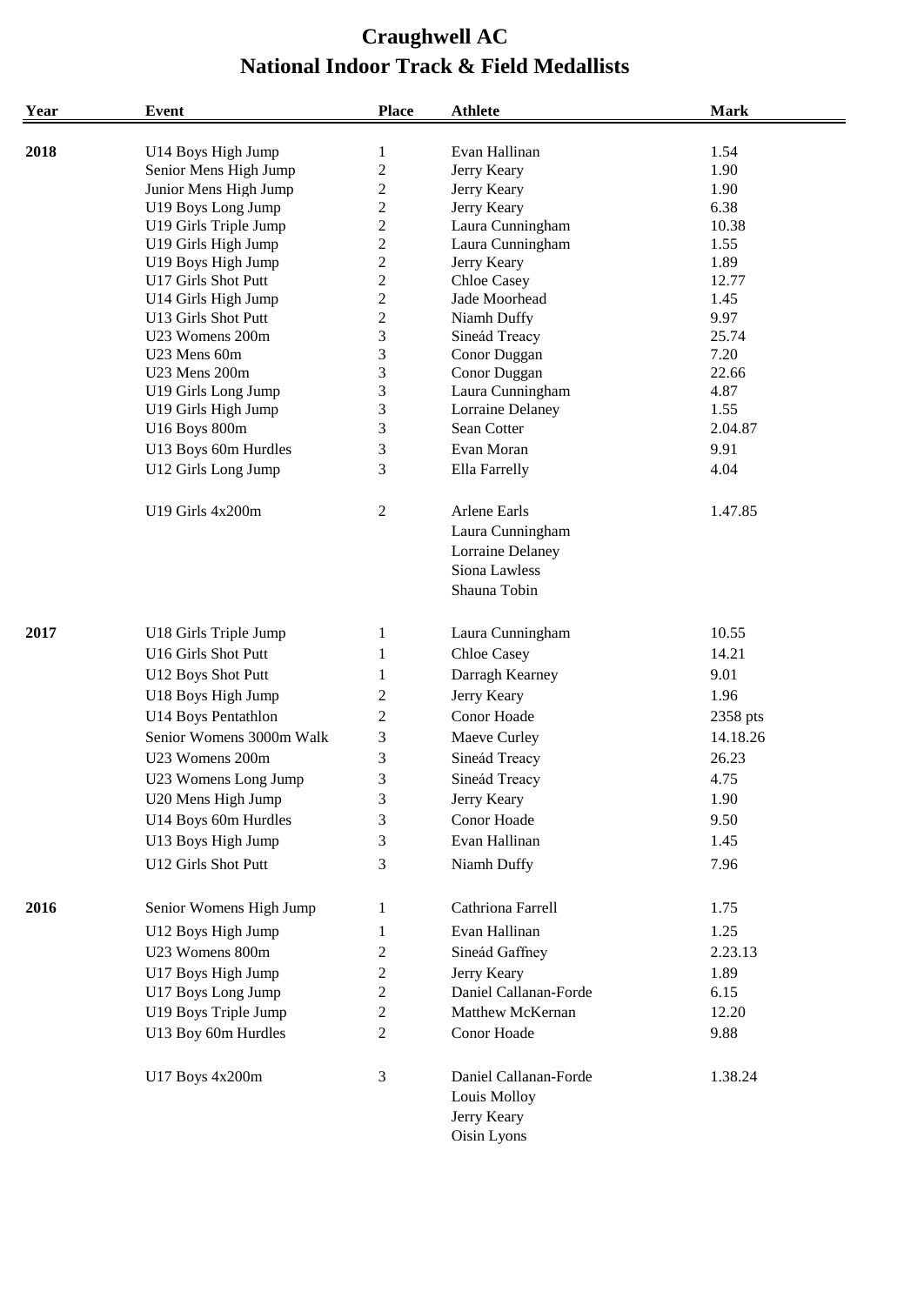# Craughwell AC
## National Indoor Track & Field Medallists

| Year | Event | Place | Athlete | Mark |
|---|---|---|---|---|
| **2018** | U14 Boys High Jump | 1 | Evan Hallinan | 1.54 |
| | Senior Mens High Jump | 2 | Jerry Keary | 1.90 |
| | Junior Mens High Jump | 2 | Jerry Keary | 1.90 |
| | U19 Boys Long Jump | 2 | Jerry Keary | 6.38 |
| | U19 Girls Triple Jump | 2 | Laura Cunningham | 10.38 |
| | U19 Girls High Jump | 2 | Laura Cunningham | 1.55 |
| | U19 Boys High Jump | 2 | Jerry Keary | 1.89 |
| | U17 Girls Shot Putt | 2 | Chloe Casey | 12.77 |
| | U14 Girls High Jump | 2 | Jade Moorhead | 1.45 |
| | U13 Girls Shot Putt | 2 | Niamh Duffy | 9.97 |
| | U23 Womens 200m | 3 | Sineád Treacy | 25.74 |
| | U23 Mens 60m | 3 | Conor Duggan | 7.20 |
| | U23 Mens 200m | 3 | Conor Duggan | 22.66 |
| | U19 Girls Long Jump | 3 | Laura Cunningham | 4.87 |
| | U19 Girls High Jump | 3 | Lorraine Delaney | 1.55 |
| | U16 Boys 800m | 3 | Sean Cotter | 2.04.87 |
| | U13 Boys 60m Hurdles | 3 | Evan Moran | 9.91 |
| | U12 Girls Long Jump | 3 | Ella Farrelly | 4.04 |
| | U19 Girls 4x200m | 2 | Arlene Earls | 1.47.85 |
| | | | Laura Cunningham | |
| | | | Lorraine Delaney | |
| | | | Siona Lawless | |
| | | | Shauna Tobin | |
| **2017** | U18 Girls Triple Jump | 1 | Laura Cunningham | 10.55 |
| | U16 Girls Shot Putt | 1 | Chloe Casey | 14.21 |
| | U12 Boys Shot Putt | 1 | Darragh Kearney | 9.01 |
| | U18 Boys High Jump | 2 | Jerry Keary | 1.96 |
| | U14 Boys Pentathlon | 2 | Conor Hoade | 2358 pts |
| | Senior Womens 3000m Walk | 3 | Maeve Curley | 14.18.26 |
| | U23 Womens 200m | 3 | Sineád Treacy | 26.23 |
| | U23 Womens Long Jump | 3 | Sineád Treacy | 4.75 |
| | U20 Mens High Jump | 3 | Jerry Keary | 1.90 |
| | U14 Boys 60m Hurdles | 3 | Conor Hoade | 9.50 |
| | U13 Boys High Jump | 3 | Evan Hallinan | 1.45 |
| | U12 Girls Shot Putt | 3 | Niamh Duffy | 7.96 |
| **2016** | Senior Womens High Jump | 1 | Cathriona Farrell | 1.75 |
| | U12 Boys High Jump | 1 | Evan Hallinan | 1.25 |
| | U23 Womens 800m | 2 | Sineád Gaffney | 2.23.13 |
| | U17 Boys High Jump | 2 | Jerry Keary | 1.89 |
| | U17 Boys Long Jump | 2 | Daniel Callanan-Forde | 6.15 |
| | U19 Boys Triple Jump | 2 | Matthew McKernan | 12.20 |
| | U13 Boy 60m Hurdles | 2 | Conor Hoade | 9.88 |
| | U17 Boys 4x200m | 3 | Daniel Callanan-Forde | 1.38.24 |
| | | | Louis Molloy | |
| | | | Jerry Keary | |
| | | | Oisin Lyons | |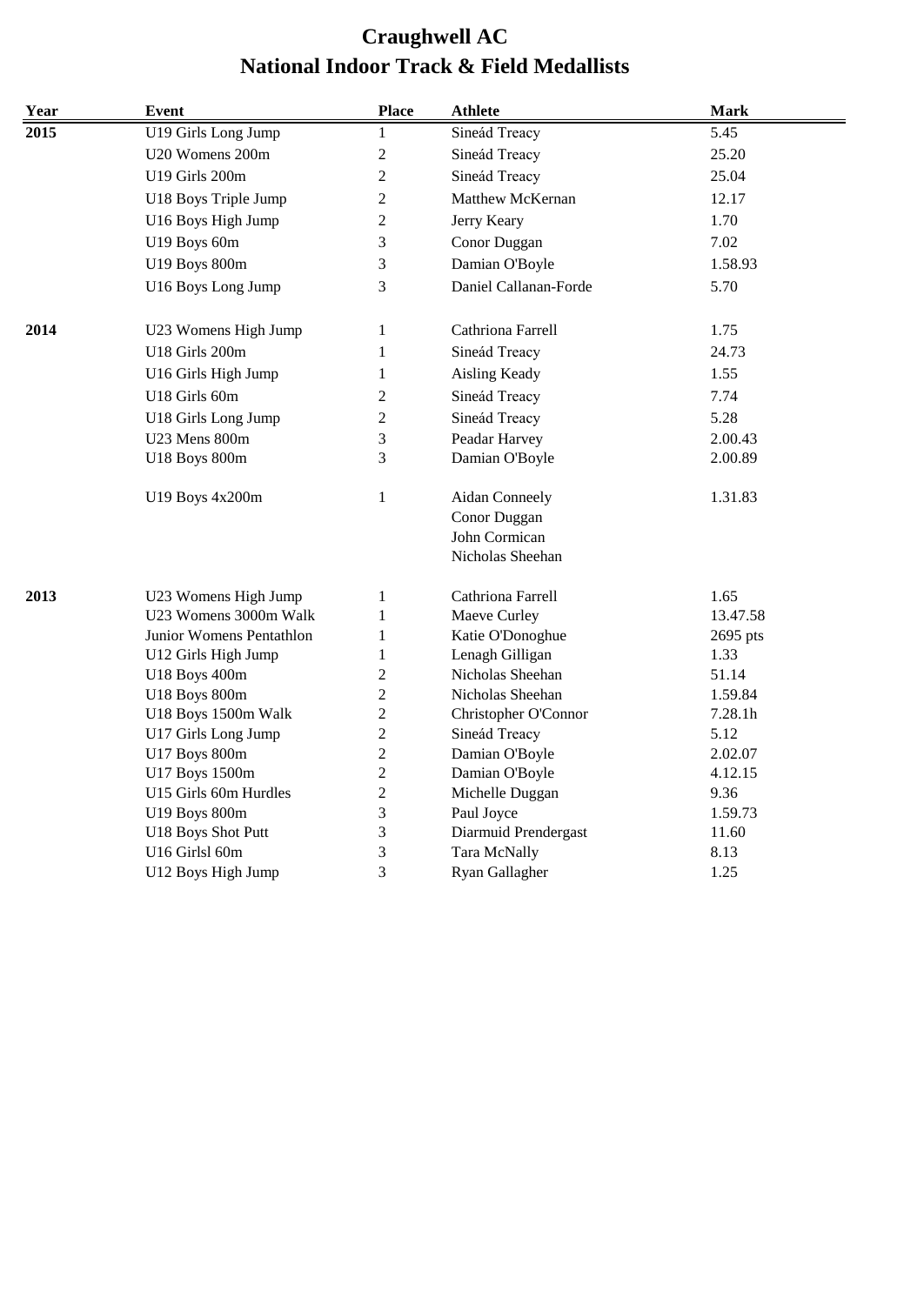# Craughwell AC

## National Indoor Track & Field Medallists

| Year | Event | Place | Athlete | Mark |
|---|---|---|---|---|
| 2015 | U19 Girls Long Jump | 1 | Sineád Treacy | 5.45 |
| | U20 Womens 200m | 2 | Sineád Treacy | 25.20 |
| | U19 Girls 200m | 2 | Sineád Treacy | 25.04 |
| | U18 Boys Triple Jump | 2 | Matthew McKernan | 12.17 |
| | U16 Boys High Jump | 2 | Jerry Keary | 1.70 |
| | U19 Boys 60m | 3 | Conor Duggan | 7.02 |
| | U19 Boys 800m | 3 | Damian O'Boyle | 1.58.93 |
| | U16 Boys Long Jump | 3 | Daniel Callanan-Forde | 5.70 |
| 2014 | U23 Womens High Jump | 1 | Cathriona Farrell | 1.75 |
| | U18 Girls 200m | 1 | Sineád Treacy | 24.73 |
| | U16 Girls High Jump | 1 | Aisling Keady | 1.55 |
| | U18 Girls 60m | 2 | Sineád Treacy | 7.74 |
| | U18 Girls Long Jump | 2 | Sineád Treacy | 5.28 |
| | U23 Mens 800m | 3 | Peadar Harvey | 2.00.43 |
| | U18 Boys 800m | 3 | Damian O'Boyle | 2.00.89 |
| | U19 Boys 4x200m | 1 | Aidan Conneely<br>Conor Duggan<br>John Cormican<br>Nicholas Sheehan | 1.31.83 |
| 2013 | U23 Womens High Jump | 1 | Cathriona Farrell | 1.65 |
| | U23 Womens 3000m Walk | 1 | Maeve Curley | 13.47.58 |
| | Junior Womens Pentathlon | 1 | Katie O'Donoghue | 2695 pts |
| | U12 Girls High Jump | 1 | Lenagh Gilligan | 1.33 |
| | U18 Boys 400m | 2 | Nicholas Sheehan | 51.14 |
| | U18 Boys 800m | 2 | Nicholas Sheehan | 1.59.84 |
| | U18 Boys 1500m Walk | 2 | Christopher O'Connor | 7.28.1h |
| | U17 Girls Long Jump | 2 | Sineád Treacy | 5.12 |
| | U17 Boys 800m | 2 | Damian O'Boyle | 2.02.07 |
| | U17 Boys 1500m | 2 | Damian O'Boyle | 4.12.15 |
| | U15 Girls 60m Hurdles | 2 | Michelle Duggan | 9.36 |
| | U19 Boys 800m | 3 | Paul Joyce | 1.59.73 |
| | U18 Boys Shot Putt | 3 | Diarmuid Prendergast | 11.60 |
| | U16 Girlsl 60m | 3 | Tara McNally | 8.13 |
| | U12 Boys High Jump | 3 | Ryan Gallagher | 1.25 |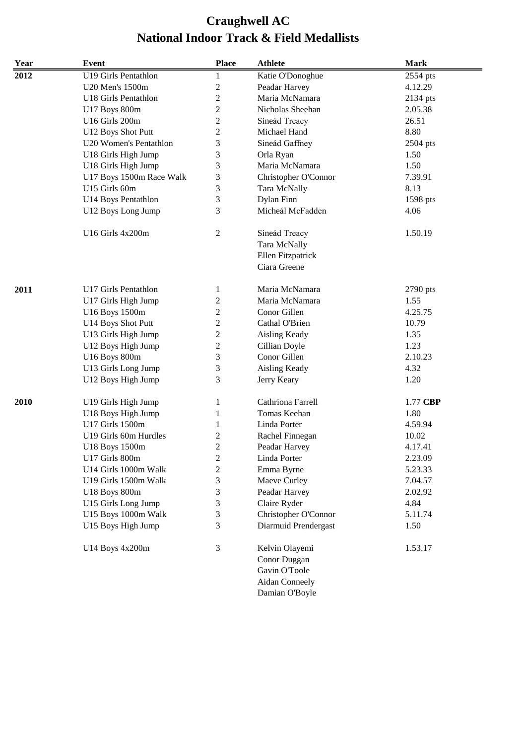# Craughwell AC
## National Indoor Track & Field Medallists

| Year | Event | Place | Athlete | Mark |
|---|---|---|---|---|
| **2012** | U19 Girls Pentathlon | 1 | Katie O'Donoghue | 2554 pts |
| | U20 Men's 1500m | 2 | Peadar Harvey | 4.12.29 |
| | U18 Girls Pentathlon | 2 | Maria McNamara | 2134 pts |
| | U17 Boys 800m | 2 | Nicholas Sheehan | 2.05.38 |
| | U16 Girls 200m | 2 | Sineád Treacy | 26.51 |
| | U12 Boys Shot Putt | 2 | Michael Hand | 8.80 |
| | U20 Women's Pentathlon | 3 | Sineád Gaffney | 2504 pts |
| | U18 Girls High Jump | 3 | Orla Ryan | 1.50 |
| | U18 Girls High Jump | 3 | Maria McNamara | 1.50 |
| | U17 Boys 1500m Race Walk | 3 | Christopher O'Connor | 7.39.91 |
| | U15 Girls 60m | 3 | Tara McNally | 8.13 |
| | U14 Boys Pentathlon | 3 | Dylan Finn | 1598 pts |
| | U12 Boys Long Jump | 3 | Micheál McFadden | 4.06 |
| | U16 Girls 4x200m | 2 | Sineád Treacy | 1.50.19 |
| | | | Tara McNally | |
| | | | Ellen Fitzpatrick | |
| | | | Ciara Greene | |
| **2011** | U17 Girls Pentathlon | 1 | Maria McNamara | 2790 pts |
| | U17 Girls High Jump | 2 | Maria McNamara | 1.55 |
| | U16 Boys 1500m | 2 | Conor Gillen | 4.25.75 |
| | U14 Boys Shot Putt | 2 | Cathal O'Brien | 10.79 |
| | U13 Girls High Jump | 2 | Aisling Keady | 1.35 |
| | U12 Boys High Jump | 2 | Cillian Doyle | 1.23 |
| | U16 Boys 800m | 3 | Conor Gillen | 2.10.23 |
| | U13 Girls Long Jump | 3 | Aisling Keady | 4.32 |
| | U12 Boys High Jump | 3 | Jerry Keary | 1.20 |
| **2010** | U19 Girls High Jump | 1 | Cathriona Farrell | 1.77 **CBP** |
| | U18 Boys High Jump | 1 | Tomas Keehan | 1.80 |
| | U17 Girls 1500m | 1 | Linda Porter | 4.59.94 |
| | U19 Girls 60m Hurdles | 2 | Rachel Finnegan | 10.02 |
| | U18 Boys 1500m | 2 | Peadar Harvey | 4.17.41 |
| | U17 Girls 800m | 2 | Linda Porter | 2.23.09 |
| | U14 Girls 1000m Walk | 2 | Emma Byrne | 5.23.33 |
| | U19 Girls 1500m Walk | 3 | Maeve Curley | 7.04.57 |
| | U18 Boys 800m | 3 | Peadar Harvey | 2.02.92 |
| | U15 Girls Long Jump | 3 | Claire Ryder | 4.84 |
| | U15 Boys 1000m Walk | 3 | Christopher O'Connor | 5.11.74 |
| | U15 Boys High Jump | 3 | Diarmuid Prendergast | 1.50 |
| | U14 Boys 4x200m | 3 | Kelvin Olayemi | 1.53.17 |
| | | | Conor Duggan | |
| | | | Gavin O'Toole | |
| | | | Aidan Conneely | |
| | | | Damian O'Boyle | |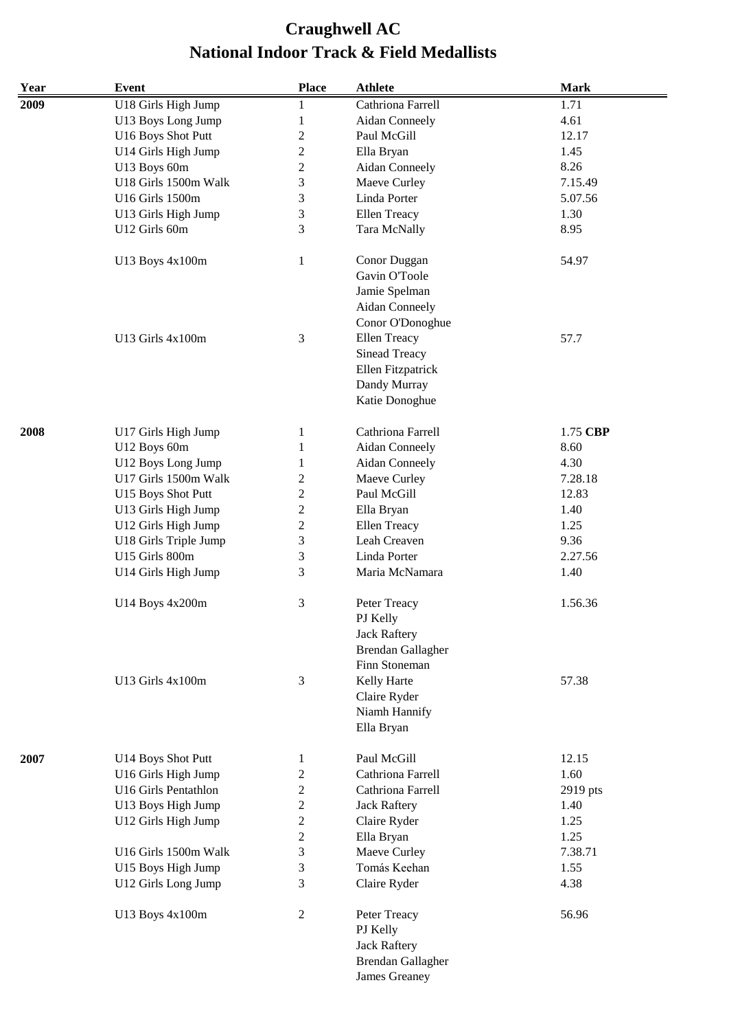# Craughwell AC
## National Indoor Track & Field Medallists

| Year | Event | Place | Athlete | Mark |
|---|---|---|---|---|
| **2009** | U18 Girls High Jump | 1 | Cathriona Farrell | 1.71 |
| | U13 Boys Long Jump | 1 | Aidan Conneely | 4.61 |
| | U16 Boys Shot Putt | 2 | Paul McGill | 12.17 |
| | U14 Girls High Jump | 2 | Ella Bryan | 1.45 |
| | U13 Boys 60m | 2 | Aidan Conneely | 8.26 |
| | U18 Girls 1500m Walk | 3 | Maeve Curley | 7.15.49 |
| | U16 Girls 1500m | 3 | Linda Porter | 5.07.56 |
| | U13 Girls High Jump | 3 | Ellen Treacy | 1.30 |
| | U12 Girls 60m | 3 | Tara McNally | 8.95 |
| | | | | |
| | U13 Boys 4x100m | 1 | Conor Duggan | 54.97 |
| | | | Gavin O'Toole | |
| | | | Jamie Spelman | |
| | | | Aidan Conneely | |
| | | | Conor O'Donoghue | |
| | U13 Girls 4x100m | 3 | Ellen Treacy | 57.7 |
| | | | Sinead Treacy | |
| | | | Ellen Fitzpatrick | |
| | | | Dandy Murray | |
| | | | Katie Donoghue | |
| | | | | |
| **2008** | U17 Girls High Jump | 1 | Cathriona Farrell | 1.75 **CBP** |
| | U12 Boys 60m | 1 | Aidan Conneely | 8.60 |
| | U12 Boys Long Jump | 1 | Aidan Conneely | 4.30 |
| | U17 Girls 1500m Walk | 2 | Maeve Curley | 7.28.18 |
| | U15 Boys Shot Putt | 2 | Paul McGill | 12.83 |
| | U13 Girls High Jump | 2 | Ella Bryan | 1.40 |
| | U12 Girls High Jump | 2 | Ellen Treacy | 1.25 |
| | U18 Girls Triple Jump | 3 | Leah Creaven | 9.36 |
| | U15 Girls 800m | 3 | Linda Porter | 2.27.56 |
| | U14 Girls High Jump | 3 | Maria McNamara | 1.40 |
| | | | | |
| | U14 Boys 4x200m | 3 | Peter Treacy | 1.56.36 |
| | | | PJ Kelly | |
| | | | Jack Raftery | |
| | | | Brendan Gallagher | |
| | | | Finn Stoneman | |
| | U13 Girls 4x100m | 3 | Kelly Harte | 57.38 |
| | | | Claire Ryder | |
| | | | Niamh Hannify | |
| | | | Ella Bryan | |
| | | | | |
| **2007** | U14 Boys Shot Putt | 1 | Paul McGill | 12.15 |
| | U16 Girls High Jump | 2 | Cathriona Farrell | 1.60 |
| | U16 Girls Pentathlon | 2 | Cathriona Farrell | 2919 pts |
| | U13 Boys High Jump | 2 | Jack Raftery | 1.40 |
| | U12 Girls High Jump | 2 | Claire Ryder | 1.25 |
| | | 2 | Ella Bryan | 1.25 |
| | U16 Girls 1500m Walk | 3 | Maeve Curley | 7.38.71 |
| | U15 Boys High Jump | 3 | Tomás Keehan | 1.55 |
| | U12 Girls Long Jump | 3 | Claire Ryder | 4.38 |
| | | | | |
| | U13 Boys 4x100m | 2 | Peter Treacy | 56.96 |
| | | | PJ Kelly | |
| | | | Jack Raftery | |
| | | | Brendan Gallagher | |
| | | | James Greaney | |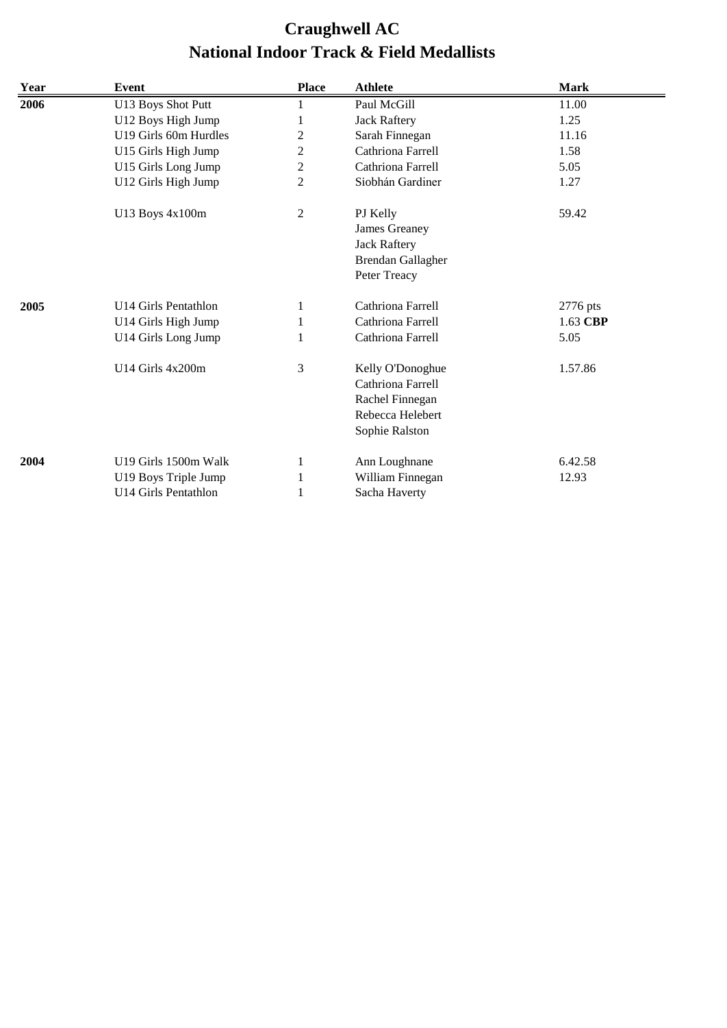# Craughwell AC
## National Indoor Track & Field Medallists

| Year | Event | Place | Athlete | Mark |
|---|---|---|---|---|
| **2006** | U13 Boys Shot Putt | 1 | Paul McGill | 11.00 |
| | U12 Boys High Jump | 1 | Jack Raftery | 1.25 |
| | U19 Girls 60m Hurdles | 2 | Sarah Finnegan | 11.16 |
| | U15 Girls High Jump | 2 | Cathriona Farrell | 1.58 |
| | U15 Girls Long Jump | 2 | Cathriona Farrell | 5.05 |
| | U12 Girls High Jump | 2 | Siobhán Gardiner | 1.27 |
| | U13 Boys 4x100m | 2 | PJ Kelly<br>James Greaney<br>Jack Raftery<br>Brendan Gallagher<br>Peter Treacy | 59.42 |
| **2005** | U14 Girls Pentathlon | 1 | Cathriona Farrell | 2776 pts |
| | U14 Girls High Jump | 1 | Cathriona Farrell | 1.63 **CBP** |
| | U14 Girls Long Jump | 1 | Cathriona Farrell | 5.05 |
| | U14 Girls 4x200m | 3 | Kelly O'Donoghue<br>Cathriona Farrell<br>Rachel Finnegan<br>Rebecca Helebert<br>Sophie Ralston | 1.57.86 |
| **2004** | U19 Girls 1500m Walk | 1 | Ann Loughnane | 6.42.58 |
| | U19 Boys Triple Jump | 1 | William Finnegan | 12.93 |
| | U14 Girls Pentathlon | 1 | Sacha Haverty | |